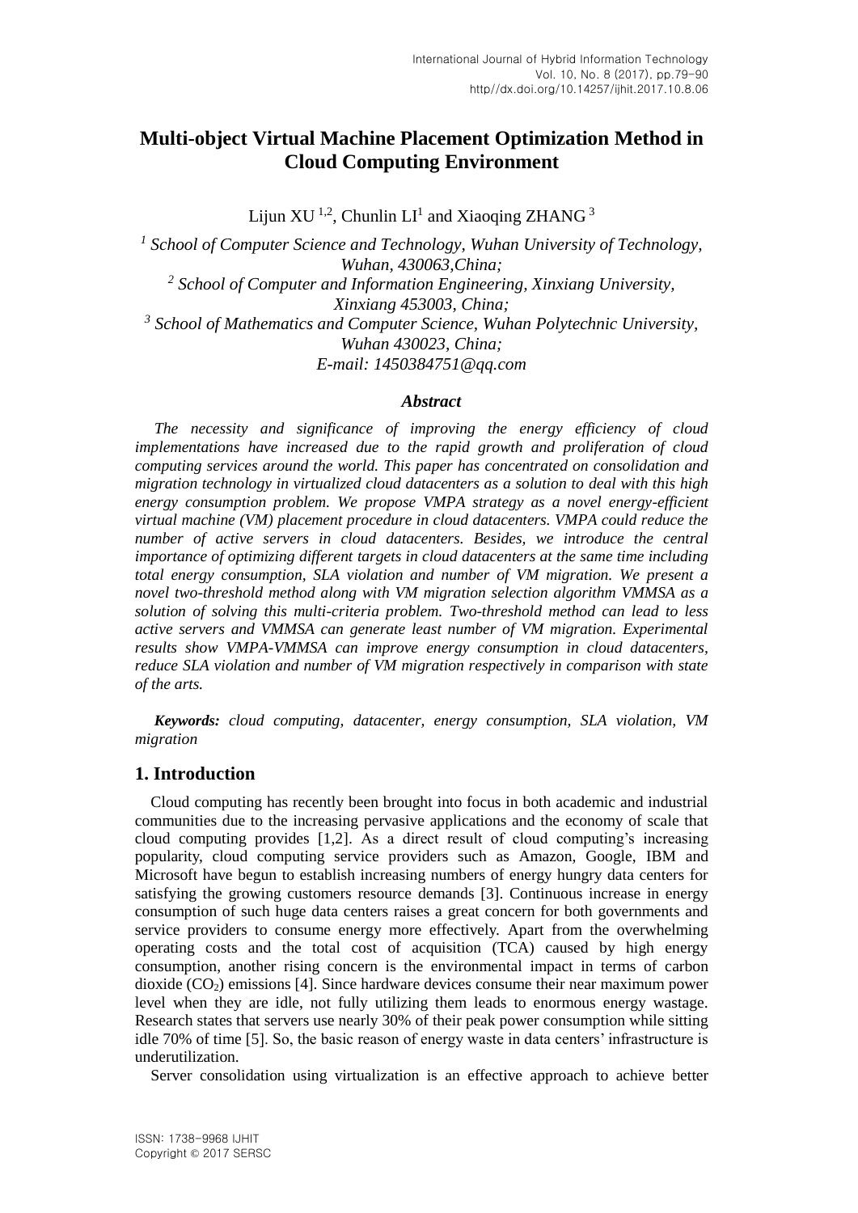# Multi-object Virtual Machine Placement Optimization Method in Cloud Computing Environment

Lijun XU [1,2], Chunlin LI[1] and Xiaoqing ZHANG [3]

[1] *School of Computer Science and Technology, Wuhan University of Technology, Wuhan, 430063,China;*
[2] *School of Computer and Information Engineering, Xinxiang University, Xinxiang 453003, China;*
[3] *School of Mathematics and Computer Science, Wuhan Polytechnic University, Wuhan 430023, China;*
*E-mail: 1450384751@qq.com*

### *Abstract*

*The necessity and significance of improving the energy efficiency of cloud implementations have increased due to the rapid growth and proliferation of cloud computing services around the world. This paper has concentrated on consolidation and migration technology in virtualized cloud datacenters as a solution to deal with this high energy consumption problem. We propose VMPA strategy as a novel energy-efficient virtual machine (VM) placement procedure in cloud datacenters. VMPA could reduce the number of active servers in cloud datacenters. Besides, we introduce the central importance of optimizing different targets in cloud datacenters at the same time including total energy consumption, SLA violation and number of VM migration. We present a novel two-threshold method along with VM migration selection algorithm VMMSA as a solution of solving this multi-criteria problem. Two-threshold method can lead to less active servers and VMMSA can generate least number of VM migration. Experimental results show VMPA-VMMSA can improve energy consumption in cloud datacenters, reduce SLA violation and number of VM migration respectively in comparison with state of the arts.*

***Keywords:*** *cloud computing, datacenter, energy consumption, SLA violation, VM migration*

## 1. Introduction

Cloud computing has recently been brought into focus in both academic and industrial communities due to the increasing pervasive applications and the economy of scale that cloud computing provides [1,2]. As a direct result of cloud computing's increasing popularity, cloud computing service providers such as Amazon, Google, IBM and Microsoft have begun to establish increasing numbers of energy hungry data centers for satisfying the growing customers resource demands [3]. Continuous increase in energy consumption of such huge data centers raises a great concern for both governments and service providers to consume energy more effectively. Apart from the overwhelming operating costs and the total cost of acquisition (TCA) caused by high energy consumption, another rising concern is the environmental impact in terms of carbon dioxide ($CO_2$) emissions [4]. Since hardware devices consume their near maximum power level when they are idle, not fully utilizing them leads to enormous energy wastage. Research states that servers use nearly 30% of their peak power consumption while sitting idle 70% of time [5]. So, the basic reason of energy waste in data centers' infrastructure is underutilization.

Server consolidation using virtualization is an effective approach to achieve better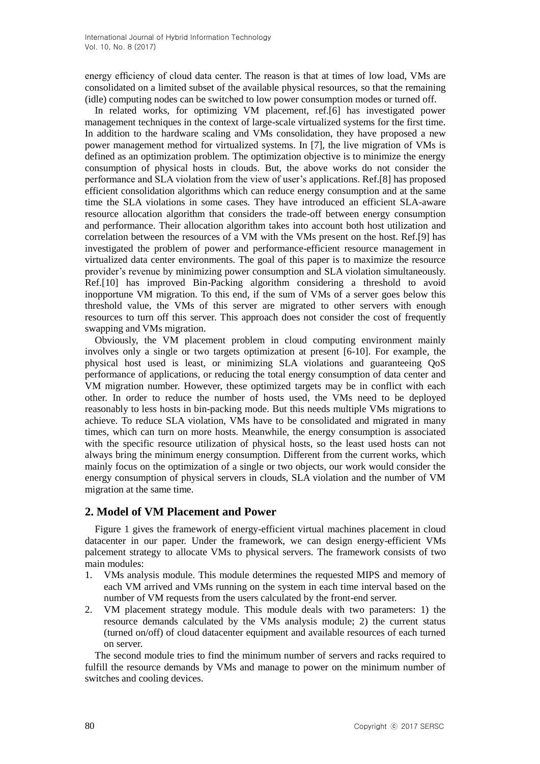energy efficiency of cloud data center. The reason is that at times of low load, VMs are consolidated on a limited subset of the available physical resources, so that the remaining (idle) computing nodes can be switched to low power consumption modes or turned off.

In related works, for optimizing VM placement, ref.[6] has investigated power management techniques in the context of large-scale virtualized systems for the first time. In addition to the hardware scaling and VMs consolidation, they have proposed a new power management method for virtualized systems. In [7], the live migration of VMs is defined as an optimization problem. The optimization objective is to minimize the energy consumption of physical hosts in clouds. But, the above works do not consider the performance and SLA violation from the view of user's applications. Ref.[8] has proposed efficient consolidation algorithms which can reduce energy consumption and at the same time the SLA violations in some cases. They have introduced an efficient SLA-aware resource allocation algorithm that considers the trade-off between energy consumption and performance. Their allocation algorithm takes into account both host utilization and correlation between the resources of a VM with the VMs present on the host. Ref.[9] has investigated the problem of power and performance-efficient resource management in virtualized data center environments. The goal of this paper is to maximize the resource provider's revenue by minimizing power consumption and SLA violation simultaneously. Ref.[10] has improved Bin-Packing algorithm considering a threshold to avoid inopportune VM migration. To this end, if the sum of VMs of a server goes below this threshold value, the VMs of this server are migrated to other servers with enough resources to turn off this server. This approach does not consider the cost of frequently swapping and VMs migration.

Obviously, the VM placement problem in cloud computing environment mainly involves only a single or two targets optimization at present [6-10]. For example, the physical host used is least, or minimizing SLA violations and guaranteeing QoS performance of applications, or reducing the total energy consumption of data center and VM migration number. However, these optimized targets may be in conflict with each other. In order to reduce the number of hosts used, the VMs need to be deployed reasonably to less hosts in bin-packing mode. But this needs multiple VMs migrations to achieve. To reduce SLA violation, VMs have to be consolidated and migrated in many times, which can turn on more hosts. Meanwhile, the energy consumption is associated with the specific resource utilization of physical hosts, so the least used hosts can not always bring the minimum energy consumption. Different from the current works, which mainly focus on the optimization of a single or two objects, our work would consider the energy consumption of physical servers in clouds, SLA violation and the number of VM migration at the same time.

## 2. Model of VM Placement and Power

Figure 1 gives the framework of energy-efficient virtual machines placement in cloud datacenter in our paper. Under the framework, we can design energy-efficient VMs palcement strategy to allocate VMs to physical servers. The framework consists of two main modules:

1. VMs analysis module. This module determines the requested MIPS and memory of each VM arrived and VMs running on the system in each time interval based on the number of VM requests from the users calculated by the front-end server.
2. VM placement strategy module. This module deals with two parameters: 1) the resource demands calculated by the VMs analysis module; 2) the current status (turned on/off) of cloud datacenter equipment and available resources of each turned on server.

The second module tries to find the minimum number of servers and racks required to fulfill the resource demands by VMs and manage to power on the minimum number of switches and cooling devices.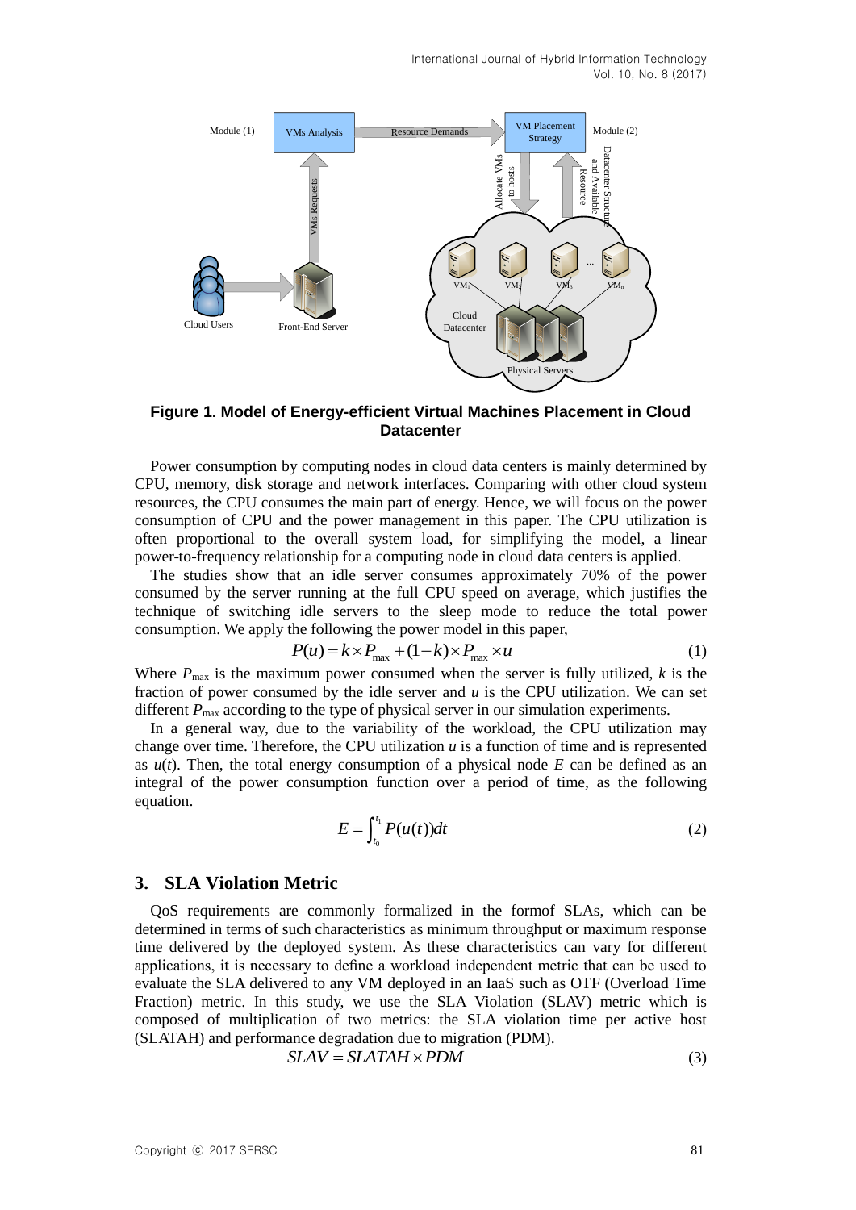**Figure 1. Model of Energy-efficient Virtual Machines Placement in Cloud Datacenter**

Power consumption by computing nodes in cloud data centers is mainly determined by CPU, memory, disk storage and network interfaces. Comparing with other cloud system resources, the CPU consumes the main part of energy. Hence, we will focus on the power consumption of CPU and the power management in this paper. The CPU utilization is often proportional to the overall system load, for simplifying the model, a linear power-to-frequency relationship for a computing node in cloud data centers is applied.

The studies show that an idle server consumes approximately 70% of the power consumed by the server running at the full CPU speed on average, which justifies the technique of switching idle servers to the sleep mode to reduce the total power consumption. We apply the following the power model in this paper,

$$P(u) = k \times P_{\max} + (1-k) \times P_{\max} \times u \tag{1}$$

Where $P_{\max}$ is the maximum power consumed when the server is fully utilized, $k$ is the fraction of power consumed by the idle server and $u$ is the CPU utilization. We can set different $P_{\max}$ according to the type of physical server in our simulation experiments.

In a general way, due to the variability of the workload, the CPU utilization may change over time. Therefore, the CPU utilization $u$ is a function of time and is represented as $u(t)$. Then, the total energy consumption of a physical node $E$ can be defined as an integral of the power consumption function over a period of time, as the following equation.

$$E = \int_{t_0}^{t_1} P(u(t))dt \tag{2}$$

## 3. SLA Violation Metric

QoS requirements are commonly formalized in the formof SLAs, which can be determined in terms of such characteristics as minimum throughput or maximum response time delivered by the deployed system. As these characteristics can vary for different applications, it is necessary to define a workload independent metric that can be used to evaluate the SLA delivered to any VM deployed in an IaaS such as OTF (Overload Time Fraction) metric. In this study, we use the SLA Violation (SLAV) metric which is composed of multiplication of two metrics: the SLA violation time per active host (SLATAH) and performance degradation due to migration (PDM).

$$SLAV = SLATAH \times PDM \tag{3}$$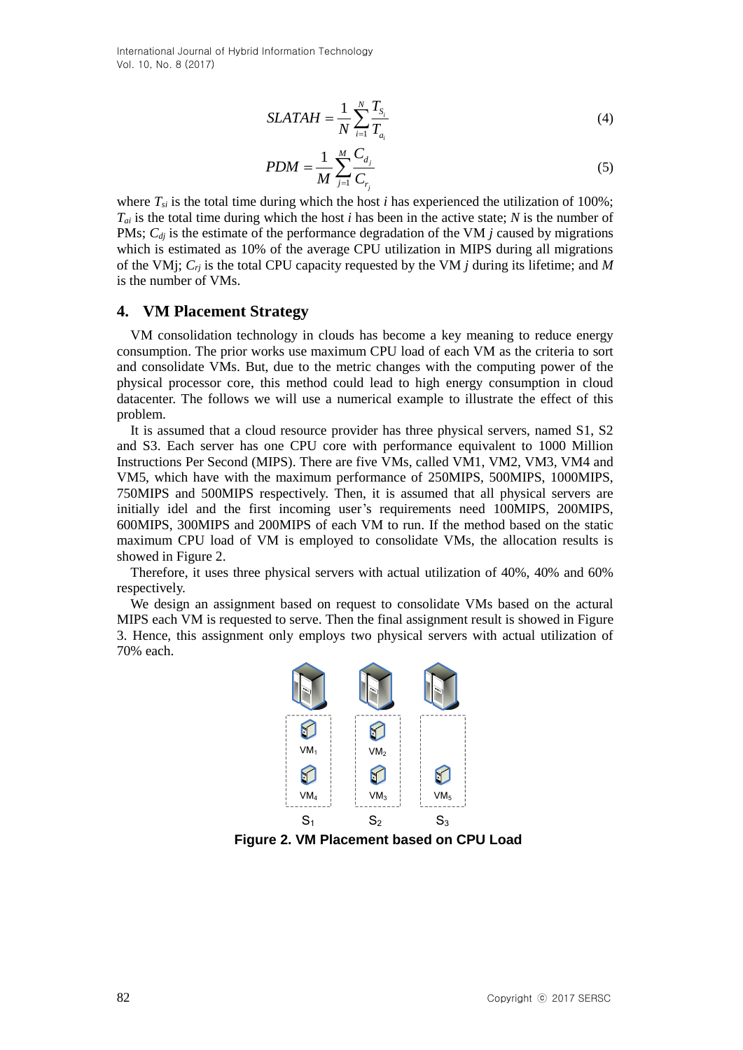$$SLATAH = \frac{1}{N}\sum_{i=1}^{N}\frac{T_{S_i}}{T_{a_i}} \tag{4}$$

$$PDM = \frac{1}{M}\sum_{j=1}^{M}\frac{C_{d_j}}{C_{r_j}} \tag{5}$$

where $T_{si}$ is the total time during which the host $i$ has experienced the utilization of 100%; $T_{ai}$ is the total time during which the host $i$ has been in the active state; $N$ is the number of PMs; $C_{dj}$ is the estimate of the performance degradation of the VM $j$ caused by migrations which is estimated as 10% of the average CPU utilization in MIPS during all migrations of the VMj; $C_{rj}$ is the total CPU capacity requested by the VM $j$ during its lifetime; and $M$ is the number of VMs.

## 4. VM Placement Strategy

VM consolidation technology in clouds has become a key meaning to reduce energy consumption. The prior works use maximum CPU load of each VM as the criteria to sort and consolidate VMs. But, due to the metric changes with the computing power of the physical processor core, this method could lead to high energy consumption in cloud datacenter. The follows we will use a numerical example to illustrate the effect of this problem.

It is assumed that a cloud resource provider has three physical servers, named S1, S2 and S3. Each server has one CPU core with performance equivalent to 1000 Million Instructions Per Second (MIPS). There are five VMs, called VM1, VM2, VM3, VM4 and VM5, which have with the maximum performance of 250MIPS, 500MIPS, 1000MIPS, 750MIPS and 500MIPS respectively. Then, it is assumed that all physical servers are initially idel and the first incoming user's requirements need 100MIPS, 200MIPS, 600MIPS, 300MIPS and 200MIPS of each VM to run. If the method based on the static maximum CPU load of VM is employed to consolidate VMs, the allocation results is showed in Figure 2.

Therefore, it uses three physical servers with actual utilization of 40%, 40% and 60% respectively.

We design an assignment based on request to consolidate VMs based on the actural MIPS each VM is requested to serve. Then the final assignment result is showed in Figure 3. Hence, this assignment only employs two physical servers with actual utilization of 70% each.

**Figure 2. VM Placement based on CPU Load**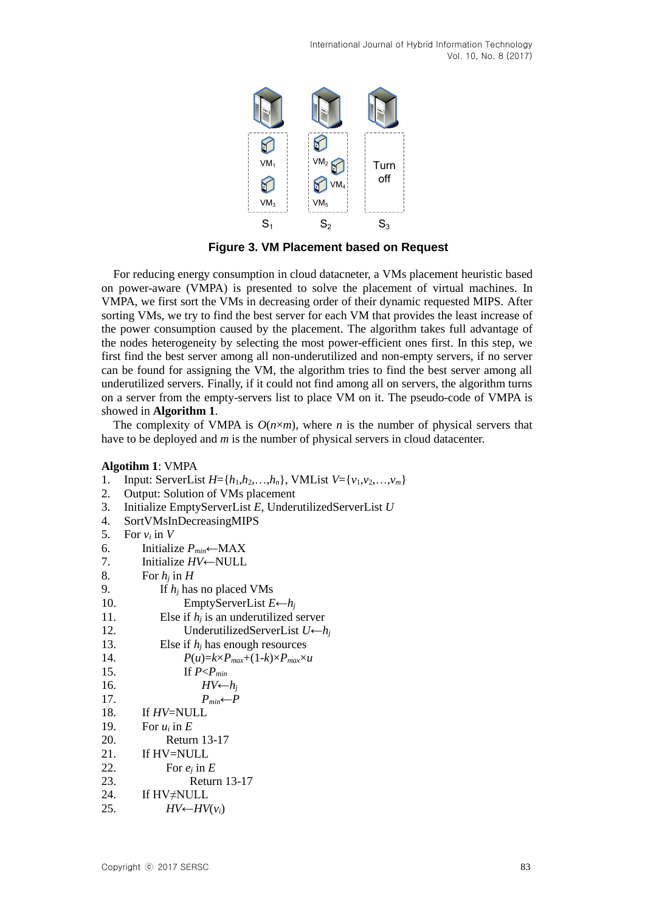**Figure 3. VM Placement based on Request**

For reducing energy consumption in cloud datacneter, a VMs placement heuristic based on power-aware (VMPA) is presented to solve the placement of virtual machines. In VMPA, we first sort the VMs in decreasing order of their dynamic requested MIPS. After sorting VMs, we try to find the best server for each VM that provides the least increase of the power consumption caused by the placement. The algorithm takes full advantage of the nodes heterogeneity by selecting the most power-efficient ones first. In this step, we first find the best server among all non-underutilized and non-empty servers, if no server can be found for assigning the VM, the algorithm tries to find the best server among all underutilized servers. Finally, if it could not find among all on servers, the algorithm turns on a server from the empty-servers list to place VM on it. The pseudo-code of VMPA is showed in **Algorithm 1**.

The complexity of VMPA is $O(n \times m)$, where $n$ is the number of physical servers that have to be deployed and $m$ is the number of physical servers in cloud datacenter.

**Algotihm 1**: VMPA

1. Input: ServerList $H=\{h_1,h_2,\ldots,h_n\}$, VMList $V=\{v_1,v_2,\ldots,v_m\}$
2. Output: Solution of VMs placement
3. Initialize EmptyServerList $E$, UnderutilizedServerList $U$
4. SortVMsInDecreasingMIPS
5. For $v_i$ in $V$
6. &nbsp;&nbsp;&nbsp;&nbsp;Initialize $P_{min} \leftarrow$MAX
7. &nbsp;&nbsp;&nbsp;&nbsp;Initialize $HV \leftarrow$NULL
8. &nbsp;&nbsp;&nbsp;&nbsp;For $h_j$ in $H$
9. &nbsp;&nbsp;&nbsp;&nbsp;&nbsp;&nbsp;&nbsp;&nbsp;If $h_j$ has no placed VMs
10. &nbsp;&nbsp;&nbsp;&nbsp;&nbsp;&nbsp;&nbsp;&nbsp;&nbsp;&nbsp;&nbsp;&nbsp;EmptyServerList $E \leftarrow h_j$
11. &nbsp;&nbsp;&nbsp;&nbsp;&nbsp;&nbsp;&nbsp;&nbsp;Else if $h_j$ is an underutilized server
12. &nbsp;&nbsp;&nbsp;&nbsp;&nbsp;&nbsp;&nbsp;&nbsp;&nbsp;&nbsp;&nbsp;&nbsp;UnderutilizedServerList $U \leftarrow h_j$
13. &nbsp;&nbsp;&nbsp;&nbsp;&nbsp;&nbsp;&nbsp;&nbsp;Else if $h_j$ has enough resources
14. &nbsp;&nbsp;&nbsp;&nbsp;&nbsp;&nbsp;&nbsp;&nbsp;&nbsp;&nbsp;&nbsp;&nbsp;$P(u)=k \times P_{max}+(1-k) \times P_{max} \times u$
15. &nbsp;&nbsp;&nbsp;&nbsp;&nbsp;&nbsp;&nbsp;&nbsp;&nbsp;&nbsp;&nbsp;&nbsp;If $P<P_{min}$
16. &nbsp;&nbsp;&nbsp;&nbsp;&nbsp;&nbsp;&nbsp;&nbsp;&nbsp;&nbsp;&nbsp;&nbsp;&nbsp;&nbsp;&nbsp;&nbsp;$HV \leftarrow h_j$
17. &nbsp;&nbsp;&nbsp;&nbsp;&nbsp;&nbsp;&nbsp;&nbsp;&nbsp;&nbsp;&nbsp;&nbsp;&nbsp;&nbsp;&nbsp;&nbsp;$P_{min} \leftarrow P$
18. &nbsp;&nbsp;&nbsp;&nbsp;If $HV$=NULL
19. &nbsp;&nbsp;&nbsp;&nbsp;For $u_i$ in $E$
20. &nbsp;&nbsp;&nbsp;&nbsp;&nbsp;&nbsp;&nbsp;&nbsp;Return 13-17
21. &nbsp;&nbsp;&nbsp;&nbsp;If HV=NULL
22. &nbsp;&nbsp;&nbsp;&nbsp;&nbsp;&nbsp;&nbsp;&nbsp;For $e_j$ in $E$
23. &nbsp;&nbsp;&nbsp;&nbsp;&nbsp;&nbsp;&nbsp;&nbsp;&nbsp;&nbsp;&nbsp;&nbsp;Return 13-17
24. &nbsp;&nbsp;&nbsp;&nbsp;If HV≠NULL
25. &nbsp;&nbsp;&nbsp;&nbsp;&nbsp;&nbsp;&nbsp;&nbsp;$HV \leftarrow HV(v_i)$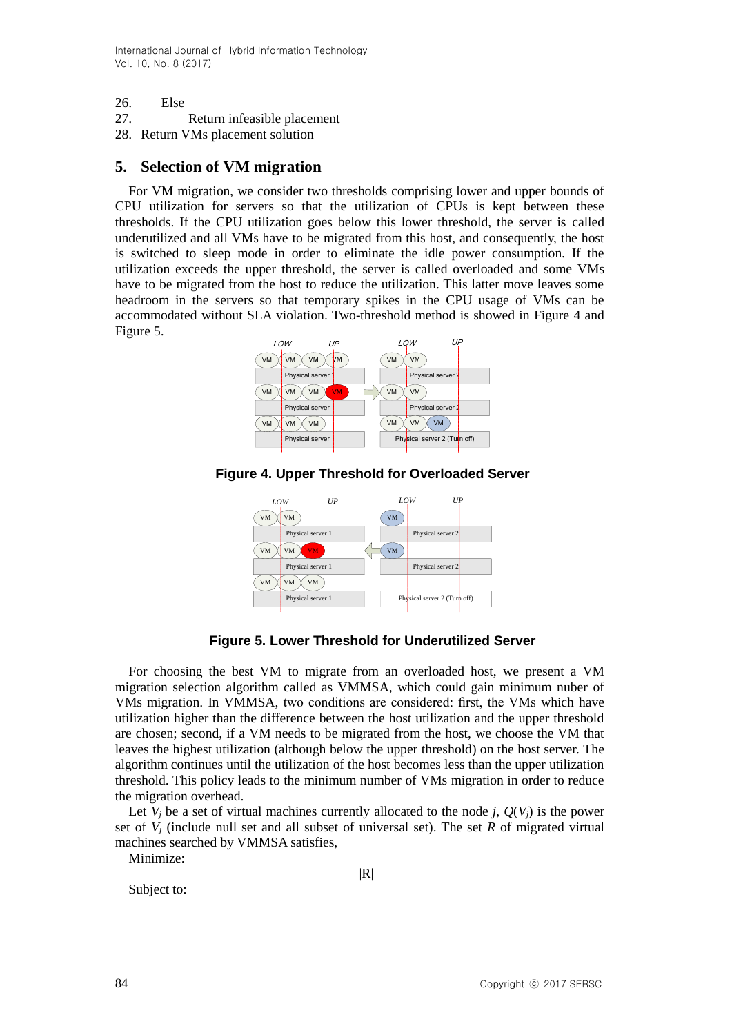26. Else

27. Return infeasible placement

28. Return VMs placement solution

## 5. Selection of VM migration

For VM migration, we consider two thresholds comprising lower and upper bounds of CPU utilization for servers so that the utilization of CPUs is kept between these thresholds. If the CPU utilization goes below this lower threshold, the server is called underutilized and all VMs have to be migrated from this host, and consequently, the host is switched to sleep mode in order to eliminate the idle power consumption. If the utilization exceeds the upper threshold, the server is called overloaded and some VMs have to be migrated from the host to reduce the utilization. This latter move leaves some headroom in the servers so that temporary spikes in the CPU usage of VMs can be accommodated without SLA violation. Two-threshold method is showed in Figure 4 and Figure 5.

**Figure 4. Upper Threshold for Overloaded Server**

**Figure 5. Lower Threshold for Underutilized Server**

For choosing the best VM to migrate from an overloaded host, we present a VM migration selection algorithm called as VMMSA, which could gain minimum nuber of VMs migration. In VMMSA, two conditions are considered: first, the VMs which have utilization higher than the difference between the host utilization and the upper threshold are chosen; second, if a VM needs to be migrated from the host, we choose the VM that leaves the highest utilization (although below the upper threshold) on the host server. The algorithm continues until the utilization of the host becomes less than the upper utilization threshold. This policy leads to the minimum number of VMs migration in order to reduce the migration overhead.

Let $V_j$ be a set of virtual machines currently allocated to the node $j$, $Q(V_j)$ is the power set of $V_j$ (include null set and all subset of universal set). The set $R$ of migrated virtual machines searched by VMMSA satisfies,

Minimize:

$$|R|$$

Subject to: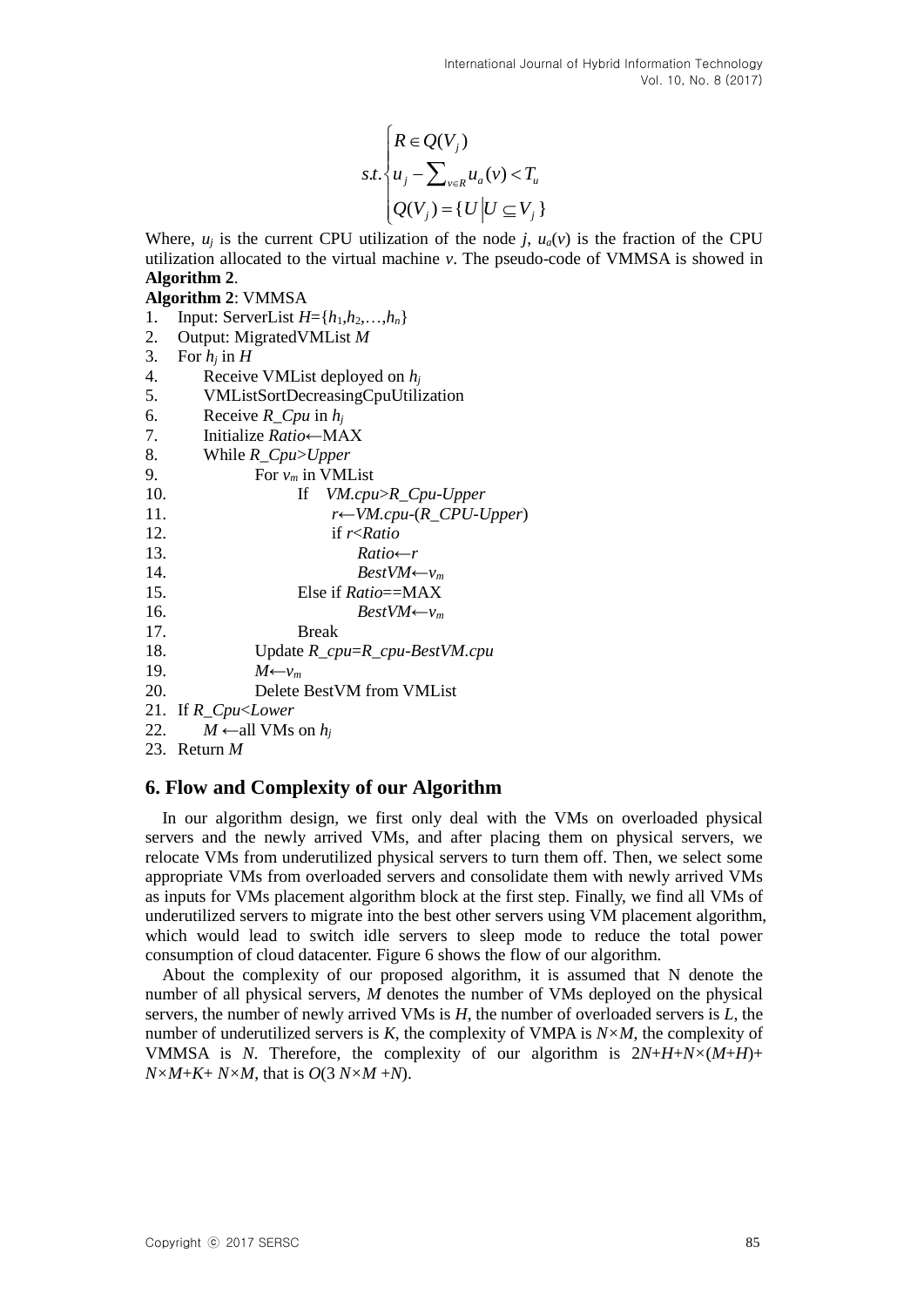$$s.t.\begin{cases} R \in Q(V_j) \\ u_j - \sum_{v \in R} u_a(v) < T_u \\ Q(V_j) = \{U \mid U \subseteq V_j\} \end{cases}$$

Where, $u_j$ is the current CPU utilization of the node $j$, $u_a(v)$ is the fraction of the CPU utilization allocated to the virtual machine $v$. The pseudo-code of VMMSA is showed in **Algorithm 2**.

**Algorithm 2**: VMMSA

```
1.  Input: ServerList H={h1,h2,…,hn}
2.  Output: MigratedVMList M
3.  For hj in H
4.      Receive VMList deployed on hj
5.      VMListSortDecreasingCpuUtilization
6.      Receive R_Cpu in hj
7.      Initialize Ratio←MAX
8.      While R_Cpu>Upper
9.          For vm in VMList
10.             If   VM.cpu>R_Cpu-Upper
11.                 r←VM.cpu-(R_CPU-Upper)
12.                 if r<Ratio
13.                     Ratio←r
14.                     BestVM←vm
15.             Else if Ratio==MAX
16.                     BestVM←vm
17.             Break
18.         Update R_cpu=R_cpu-BestVM.cpu
19.         M←vm
20.         Delete BestVM from VMList
21. If R_Cpu<Lower
22.     M ←all VMs on hj
23. Return M
```

## 6. Flow and Complexity of our Algorithm

In our algorithm design, we first only deal with the VMs on overloaded physical servers and the newly arrived VMs, and after placing them on physical servers, we relocate VMs from underutilized physical servers to turn them off. Then, we select some appropriate VMs from overloaded servers and consolidate them with newly arrived VMs as inputs for VMs placement algorithm block at the first step. Finally, we find all VMs of underutilized servers to migrate into the best other servers using VM placement algorithm, which would lead to switch idle servers to sleep mode to reduce the total power consumption of cloud datacenter. Figure 6 shows the flow of our algorithm.

About the complexity of our proposed algorithm, it is assumed that N denote the number of all physical servers, $M$ denotes the number of VMs deployed on the physical servers, the number of newly arrived VMs is $H$, the number of overloaded servers is $L$, the number of underutilized servers is $K$, the complexity of VMPA is $N \times M$, the complexity of VMMSA is $N$. Therefore, the complexity of our algorithm is $2N+H+N \times (M+H)+N \times M+K+N \times M$, that is $O(3N \times M+N)$.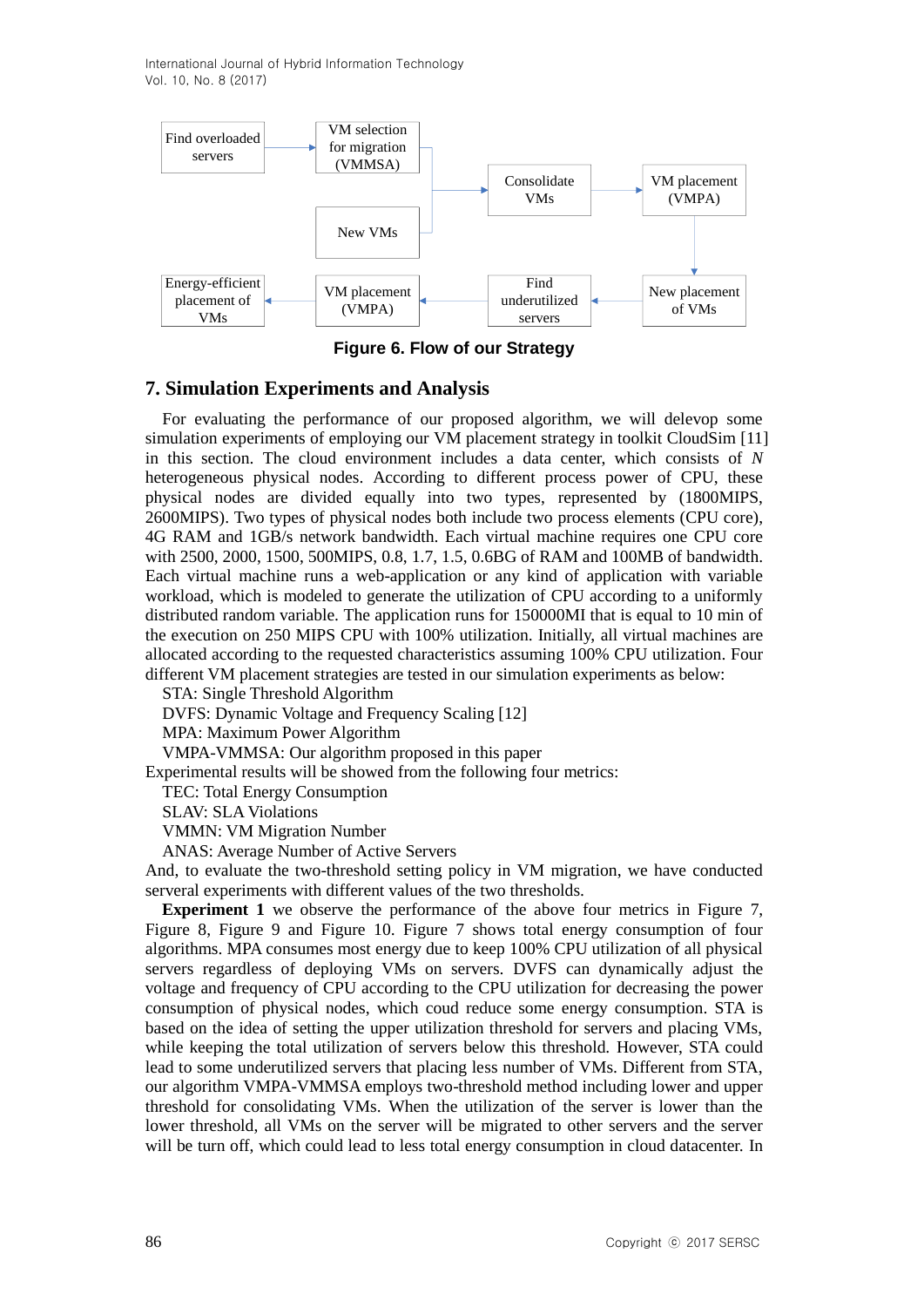Figure 6. Flow of our Strategy

## 7. Simulation Experiments and Analysis

For evaluating the performance of our proposed algorithm, we will delevop some simulation experiments of employing our VM placement strategy in toolkit CloudSim [11] in this section. The cloud environment includes a data center, which consists of *N* heterogeneous physical nodes. According to different process power of CPU, these physical nodes are divided equally into two types, represented by (1800MIPS, 2600MIPS). Two types of physical nodes both include two process elements (CPU core), 4G RAM and 1GB/s network bandwidth. Each virtual machine requires one CPU core with 2500, 2000, 1500, 500MIPS, 0.8, 1.7, 1.5, 0.6BG of RAM and 100MB of bandwidth. Each virtual machine runs a web-application or any kind of application with variable workload, which is modeled to generate the utilization of CPU according to a uniformly distributed random variable. The application runs for 150000MI that is equal to 10 min of the execution on 250 MIPS CPU with 100% utilization. Initially, all virtual machines are allocated according to the requested characteristics assuming 100% CPU utilization. Four different VM placement strategies are tested in our simulation experiments as below:

STA: Single Threshold Algorithm

DVFS: Dynamic Voltage and Frequency Scaling [12]

MPA: Maximum Power Algorithm

VMPA-VMMSA: Our algorithm proposed in this paper

Experimental results will be showed from the following four metrics:

TEC: Total Energy Consumption

SLAV: SLA Violations

VMMN: VM Migration Number

ANAS: Average Number of Active Servers

And, to evaluate the two-threshold setting policy in VM migration, we have conducted serveral experiments with different values of the two thresholds.

**Experiment 1** we observe the performance of the above four metrics in Figure 7, Figure 8, Figure 9 and Figure 10. Figure 7 shows total energy consumption of four algorithms. MPA consumes most energy due to keep 100% CPU utilization of all physical servers regardless of deploying VMs on servers. DVFS can dynamically adjust the voltage and frequency of CPU according to the CPU utilization for decreasing the power consumption of physical nodes, which coud reduce some energy consumption. STA is based on the idea of setting the upper utilization threshold for servers and placing VMs, while keeping the total utilization of servers below this threshold. However, STA could lead to some underutilized servers that placing less number of VMs. Different from STA, our algorithm VMPA-VMMSA employs two-threshold method including lower and upper threshold for consolidating VMs. When the utilization of the server is lower than the lower threshold, all VMs on the server will be migrated to other servers and the server will be turn off, which could lead to less total energy consumption in cloud datacenter. In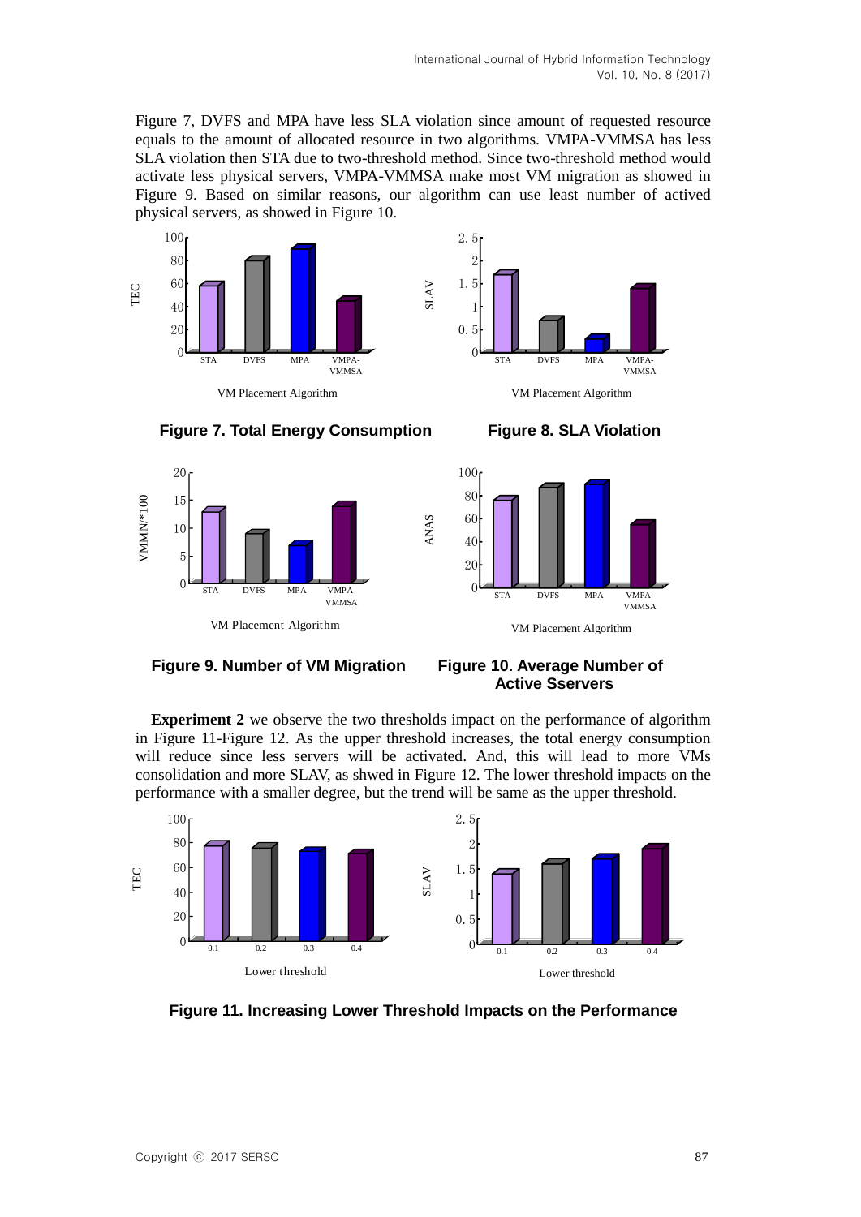Figure 7, DVFS and MPA have less SLA violation since amount of requested resource equals to the amount of allocated resource in two algorithms. VMPA-VMMSA has less SLA violation then STA due to two-threshold method. Since two-threshold method would activate less physical servers, VMPA-VMMSA make most VM migration as showed in Figure 9. Based on similar reasons, our algorithm can use least number of actived physical servers, as showed in Figure 10.

**Figure 7. Total Energy Consumption**

**Figure 8. SLA Violation**

**Figure 9. Number of VM Migration**

**Figure 10. Average Number of Active Sservers**

**Experiment 2** we observe the two thresholds impact on the performance of algorithm in Figure 11-Figure 12. As the upper threshold increases, the total energy consumption will reduce since less servers will be activated. And, this will lead to more VMs consolidation and more SLAV, as shwed in Figure 12. The lower threshold impacts on the performance with a smaller degree, but the trend will be same as the upper threshold.

**Figure 11. Increasing Lower Threshold Impacts on the Performance**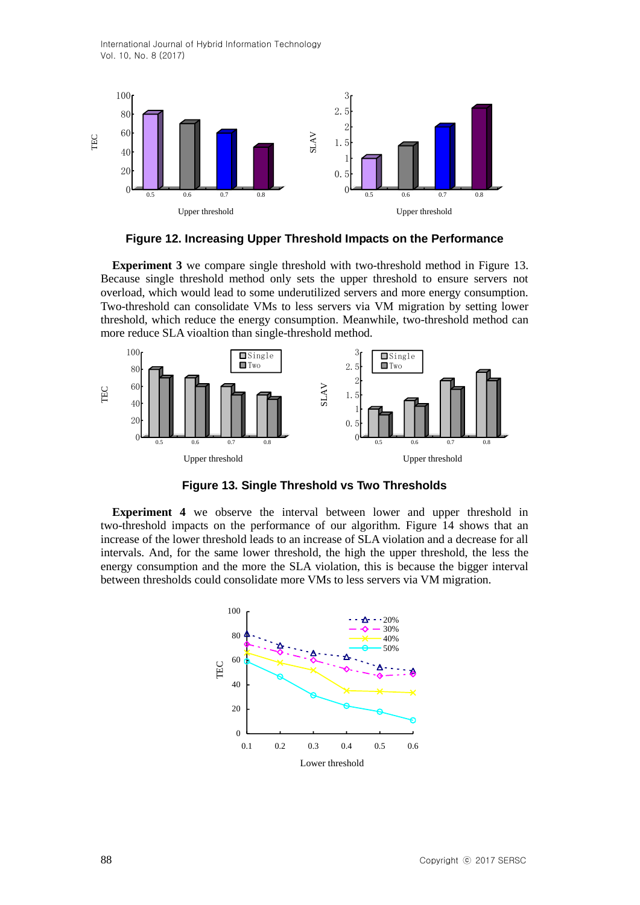**Figure 12. Increasing Upper Threshold Impacts on the Performance**

**Experiment 3** we compare single threshold with two-threshold method in Figure 13. Because single threshold method only sets the upper threshold to ensure servers not overload, which would lead to some underutilized servers and more energy consumption. Two-threshold can consolidate VMs to less servers via VM migration by setting lower threshold, which reduce the energy consumption. Meanwhile, two-threshold method can more reduce SLA vioaltion than single-threshold method.

**Figure 13. Single Threshold vs Two Thresholds**

**Experiment 4** we observe the interval between lower and upper threshold in two-threshold impacts on the performance of our algorithm. Figure 14 shows that an increase of the lower threshold leads to an increase of SLA violation and a decrease for all intervals. And, for the same lower threshold, the high the upper threshold, the less the energy consumption and the more the SLA violation, this is because the bigger interval between thresholds could consolidate more VMs to less servers via VM migration.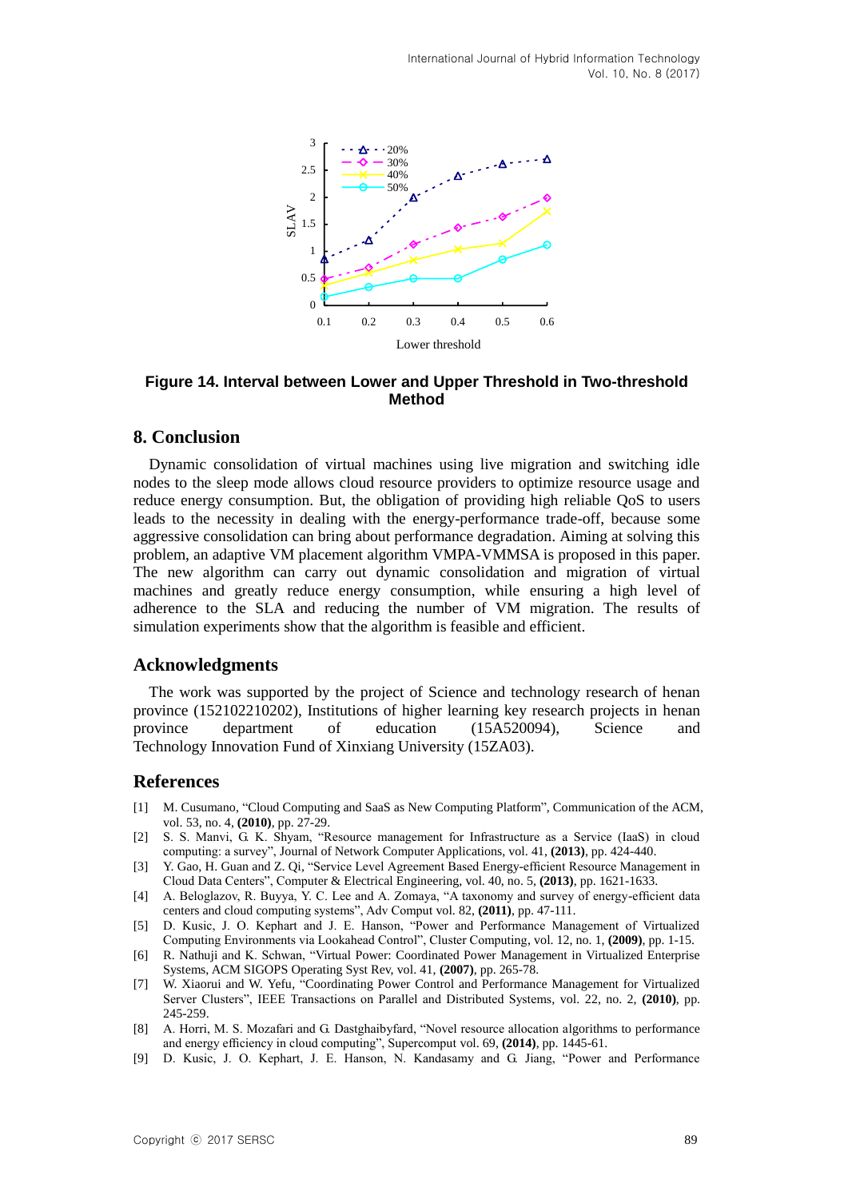Figure 14. Interval between Lower and Upper Threshold in Two-threshold Method

## 8. Conclusion

Dynamic consolidation of virtual machines using live migration and switching idle nodes to the sleep mode allows cloud resource providers to optimize resource usage and reduce energy consumption. But, the obligation of providing high reliable QoS to users leads to the necessity in dealing with the energy-performance trade-off, because some aggressive consolidation can bring about performance degradation. Aiming at solving this problem, an adaptive VM placement algorithm VMPA-VMMSA is proposed in this paper. The new algorithm can carry out dynamic consolidation and migration of virtual machines and greatly reduce energy consumption, while ensuring a high level of adherence to the SLA and reducing the number of VM migration. The results of simulation experiments show that the algorithm is feasible and efficient.

## Acknowledgments

The work was supported by the project of Science and technology research of henan province (152102210202), Institutions of higher learning key research projects in henan province department of education (15A520094), Science and Technology Innovation Fund of Xinxiang University (15ZA03).

## References

[1] M. Cusumano, "Cloud Computing and SaaS as New Computing Platform", Communication of the ACM, vol. 53, no. 4, **(2010)**, pp. 27-29.

[2] S. S. Manvi, G. K. Shyam, "Resource management for Infrastructure as a Service (IaaS) in cloud computing: a survey", Journal of Network Computer Applications, vol. 41, **(2013)**, pp. 424-440.

[3] Y. Gao, H. Guan and Z. Qi, "Service Level Agreement Based Energy-efficient Resource Management in Cloud Data Centers", Computer & Electrical Engineering, vol. 40, no. 5, **(2013)**, pp. 1621-1633.

[4] A. Beloglazov, R. Buyya, Y. C. Lee and A. Zomaya, "A taxonomy and survey of energy-efficient data centers and cloud computing systems", Adv Comput vol. 82, **(2011)**, pp. 47-111.

[5] D. Kusic, J. O. Kephart and J. E. Hanson, "Power and Performance Management of Virtualized Computing Environments via Lookahead Control", Cluster Computing, vol. 12, no. 1, **(2009)**, pp. 1-15.

[6] R. Nathuji and K. Schwan, "Virtual Power: Coordinated Power Management in Virtualized Enterprise Systems, ACM SIGOPS Operating Syst Rev, vol. 41, **(2007)**, pp. 265-78.

[7] W. Xiaorui and W. Yefu, "Coordinating Power Control and Performance Management for Virtualized Server Clusters", IEEE Transactions on Parallel and Distributed Systems, vol. 22, no. 2, **(2010)**, pp. 245-259.

[8] A. Horri, M. S. Mozafari and G. Dastghaibyfard, "Novel resource allocation algorithms to performance and energy efficiency in cloud computing", Supercomput vol. 69, **(2014)**, pp. 1445-61.

[9] D. Kusic, J. O. Kephart, J. E. Hanson, N. Kandasamy and G. Jiang, "Power and Performance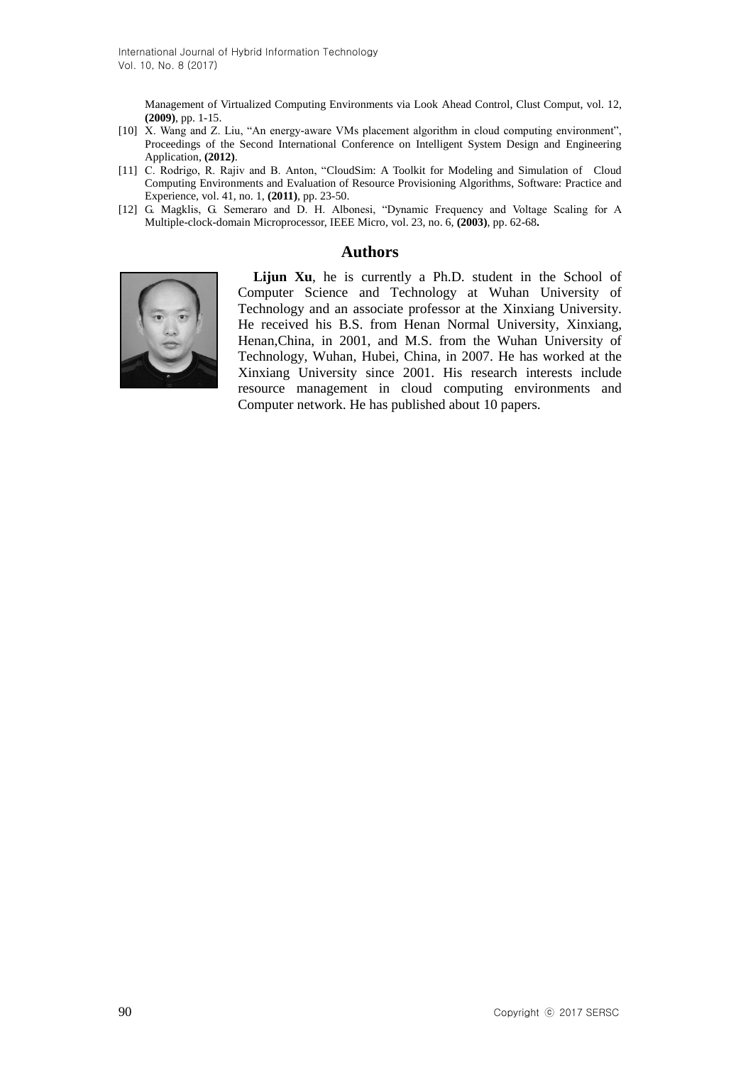Management of Virtualized Computing Environments via Look Ahead Control, Clust Comput, vol. 12, **(2009)**, pp. 1-15.

[10] X. Wang and Z. Liu, "An energy-aware VMs placement algorithm in cloud computing environment", Proceedings of the Second International Conference on Intelligent System Design and Engineering Application, **(2012)**.

[11] C. Rodrigo, R. Rajiv and B. Anton, "CloudSim: A Toolkit for Modeling and Simulation of Cloud Computing Environments and Evaluation of Resource Provisioning Algorithms, Software: Practice and Experience, vol. 41, no. 1, **(2011)**, pp. 23-50.

[12] G. Magklis, G. Semeraro and D. H. Albonesi, "Dynamic Frequency and Voltage Scaling for A Multiple-clock-domain Microprocessor, IEEE Micro, vol. 23, no. 6, **(2003)**, pp. 62-68**.**

## Authors

**Lijun Xu**, he is currently a Ph.D. student in the School of Computer Science and Technology at Wuhan University of Technology and an associate professor at the Xinxiang University. He received his B.S. from Henan Normal University, Xinxiang, Henan,China, in 2001, and M.S. from the Wuhan University of Technology, Wuhan, Hubei, China, in 2007. He has worked at the Xinxiang University since 2001. His research interests include resource management in cloud computing environments and Computer network. He has published about 10 papers.